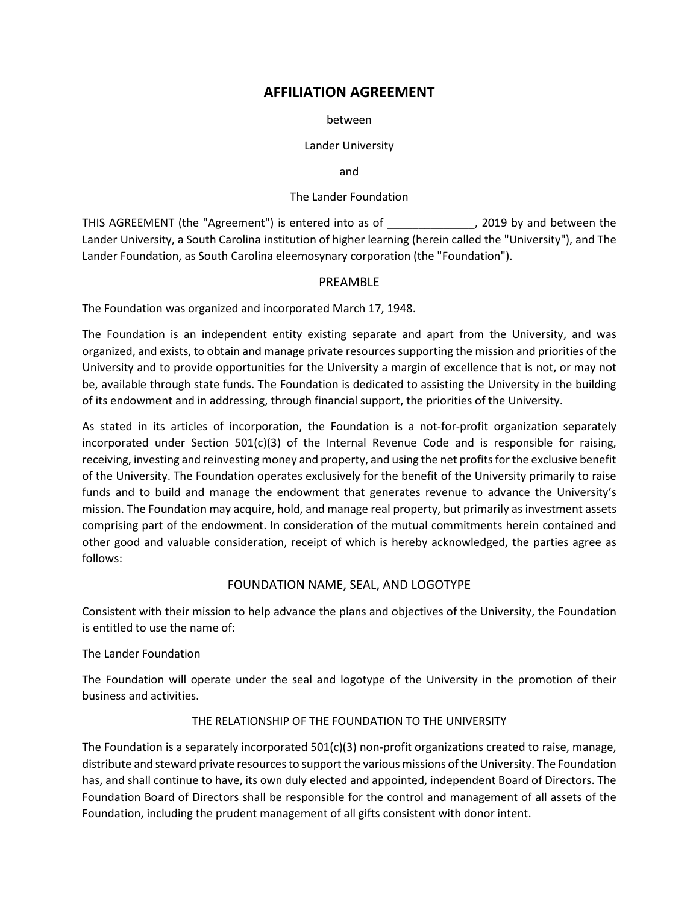# AFFILIATION AGREEMENT

between

Lander University

and

The Lander Foundation

THIS AGREEMENT (the "Agreement") is entered into as of ______________, 2019 by and between the Lander University, a South Carolina institution of higher learning (herein called the "University"), and The Lander Foundation, as South Carolina eleemosynary corporation (the "Foundation").

## PREAMBLE

The Foundation was organized and incorporated March 17, 1948.

The Foundation is an independent entity existing separate and apart from the University, and was organized, and exists, to obtain and manage private resources supporting the mission and priorities of the University and to provide opportunities for the University a margin of excellence that is not, or may not be, available through state funds. The Foundation is dedicated to assisting the University in the building of its endowment and in addressing, through financial support, the priorities of the University.

As stated in its articles of incorporation, the Foundation is a not-for-profit organization separately incorporated under Section 501(c)(3) of the Internal Revenue Code and is responsible for raising, receiving, investing and reinvesting money and property, and using the net profits for the exclusive benefit of the University. The Foundation operates exclusively for the benefit of the University primarily to raise funds and to build and manage the endowment that generates revenue to advance the University's mission. The Foundation may acquire, hold, and manage real property, but primarily as investment assets comprising part of the endowment. In consideration of the mutual commitments herein contained and other good and valuable consideration, receipt of which is hereby acknowledged, the parties agree as follows:

## FOUNDATION NAME, SEAL, AND LOGOTYPE

Consistent with their mission to help advance the plans and objectives of the University, the Foundation is entitled to use the name of:

The Lander Foundation

The Foundation will operate under the seal and logotype of the University in the promotion of their business and activities.

### THE RELATIONSHIP OF THE FOUNDATION TO THE UNIVERSITY

The Foundation is a separately incorporated 501(c)(3) non-profit organizations created to raise, manage, distribute and steward private resources to support the various missions of the University. The Foundation has, and shall continue to have, its own duly elected and appointed, independent Board of Directors. The Foundation Board of Directors shall be responsible for the control and management of all assets of the Foundation, including the prudent management of all gifts consistent with donor intent.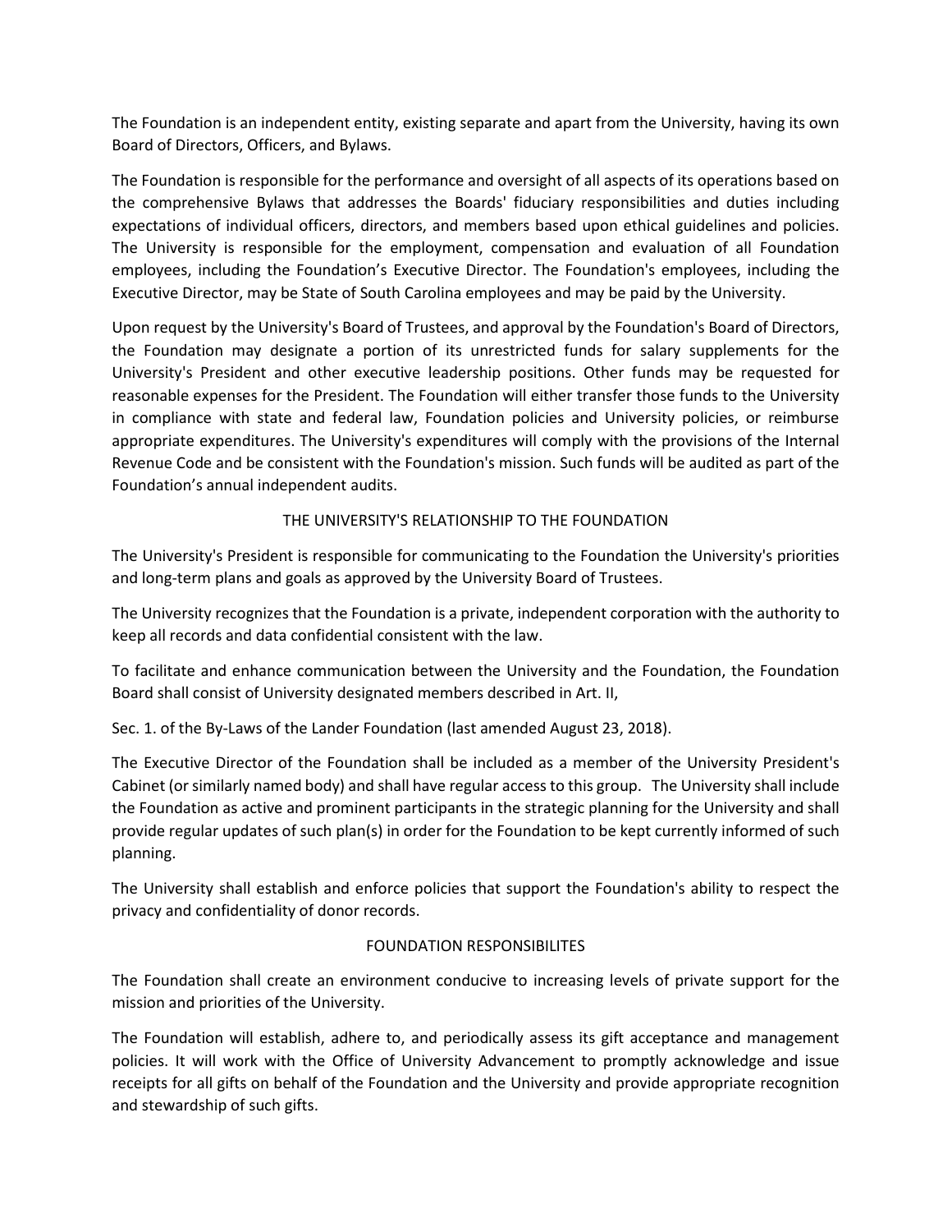The Foundation is an independent entity, existing separate and apart from the University, having its own Board of Directors, Officers, and Bylaws.

The Foundation is responsible for the performance and oversight of all aspects of its operations based on the comprehensive Bylaws that addresses the Boards' fiduciary responsibilities and duties including expectations of individual officers, directors, and members based upon ethical guidelines and policies. The University is responsible for the employment, compensation and evaluation of all Foundation employees, including the Foundation's Executive Director. The Foundation's employees, including the Executive Director, may be State of South Carolina employees and may be paid by the University.

Upon request by the University's Board of Trustees, and approval by the Foundation's Board of Directors, the Foundation may designate a portion of its unrestricted funds for salary supplements for the University's President and other executive leadership positions. Other funds may be requested for reasonable expenses for the President. The Foundation will either transfer those funds to the University in compliance with state and federal law, Foundation policies and University policies, or reimburse appropriate expenditures. The University's expenditures will comply with the provisions of the Internal Revenue Code and be consistent with the Foundation's mission. Such funds will be audited as part of the Foundation's annual independent audits.

## THE UNIVERSITY'S RELATIONSHIP TO THE FOUNDATION

The University's President is responsible for communicating to the Foundation the University's priorities and long-term plans and goals as approved by the University Board of Trustees.

The University recognizes that the Foundation is a private, independent corporation with the authority to keep all records and data confidential consistent with the law.

To facilitate and enhance communication between the University and the Foundation, the Foundation Board shall consist of University designated members described in Art. II,

Sec. 1. of the By-Laws of the Lander Foundation (last amended August 23, 2018).

The Executive Director of the Foundation shall be included as a member of the University President's Cabinet (or similarly named body) and shall have regular access to this group. The University shall include the Foundation as active and prominent participants in the strategic planning for the University and shall provide regular updates of such plan(s) in order for the Foundation to be kept currently informed of such planning.

The University shall establish and enforce policies that support the Foundation's ability to respect the privacy and confidentiality of donor records.

## FOUNDATION RESPONSIBILITES

The Foundation shall create an environment conducive to increasing levels of private support for the mission and priorities of the University.

The Foundation will establish, adhere to, and periodically assess its gift acceptance and management policies. It will work with the Office of University Advancement to promptly acknowledge and issue receipts for all gifts on behalf of the Foundation and the University and provide appropriate recognition and stewardship of such gifts.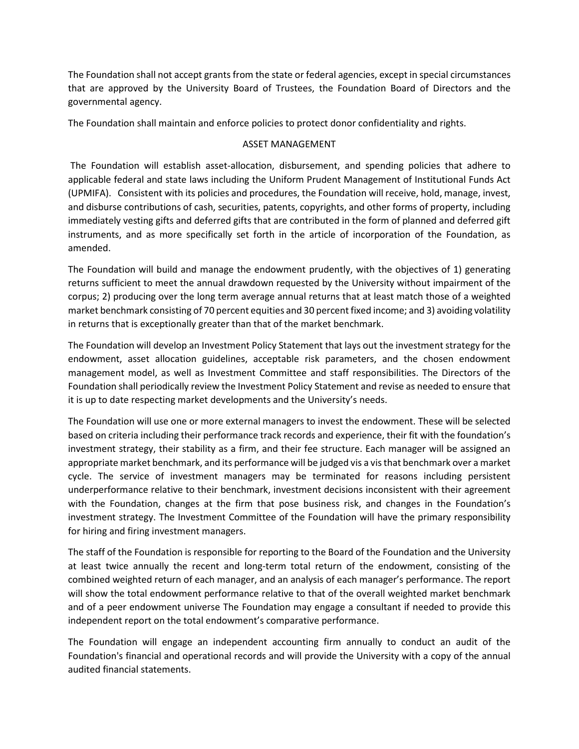The Foundation shall not accept grants from the state or federal agencies, except in special circumstances that are approved by the University Board of Trustees, the Foundation Board of Directors and the governmental agency.

The Foundation shall maintain and enforce policies to protect donor confidentiality and rights.

## ASSET MANAGEMENT

The Foundation will establish asset-allocation, disbursement, and spending policies that adhere to applicable federal and state laws including the Uniform Prudent Management of Institutional Funds Act (UPMIFA). Consistent with its policies and procedures, the Foundation will receive, hold, manage, invest, and disburse contributions of cash, securities, patents, copyrights, and other forms of property, including immediately vesting gifts and deferred gifts that are contributed in the form of planned and deferred gift instruments, and as more specifically set forth in the article of incorporation of the Foundation, as amended.

The Foundation will build and manage the endowment prudently, with the objectives of 1) generating returns sufficient to meet the annual drawdown requested by the University without impairment of the corpus; 2) producing over the long term average annual returns that at least match those of a weighted market benchmark consisting of 70 percent equities and 30 percent fixed income; and 3) avoiding volatility in returns that is exceptionally greater than that of the market benchmark.

The Foundation will develop an Investment Policy Statement that lays out the investment strategy for the endowment, asset allocation guidelines, acceptable risk parameters, and the chosen endowment management model, as well as Investment Committee and staff responsibilities. The Directors of the Foundation shall periodically review the Investment Policy Statement and revise as needed to ensure that it is up to date respecting market developments and the University's needs.

The Foundation will use one or more external managers to invest the endowment. These will be selected based on criteria including their performance track records and experience, their fit with the foundation's investment strategy, their stability as a firm, and their fee structure. Each manager will be assigned an appropriate market benchmark, and its performance will be judged vis a vis that benchmark over a market cycle. The service of investment managers may be terminated for reasons including persistent underperformance relative to their benchmark, investment decisions inconsistent with their agreement with the Foundation, changes at the firm that pose business risk, and changes in the Foundation's investment strategy. The Investment Committee of the Foundation will have the primary responsibility for hiring and firing investment managers.

The staff of the Foundation is responsible for reporting to the Board of the Foundation and the University at least twice annually the recent and long-term total return of the endowment, consisting of the combined weighted return of each manager, and an analysis of each manager's performance. The report will show the total endowment performance relative to that of the overall weighted market benchmark and of a peer endowment universe The Foundation may engage a consultant if needed to provide this independent report on the total endowment's comparative performance.

The Foundation will engage an independent accounting firm annually to conduct an audit of the Foundation's financial and operational records and will provide the University with a copy of the annual audited financial statements.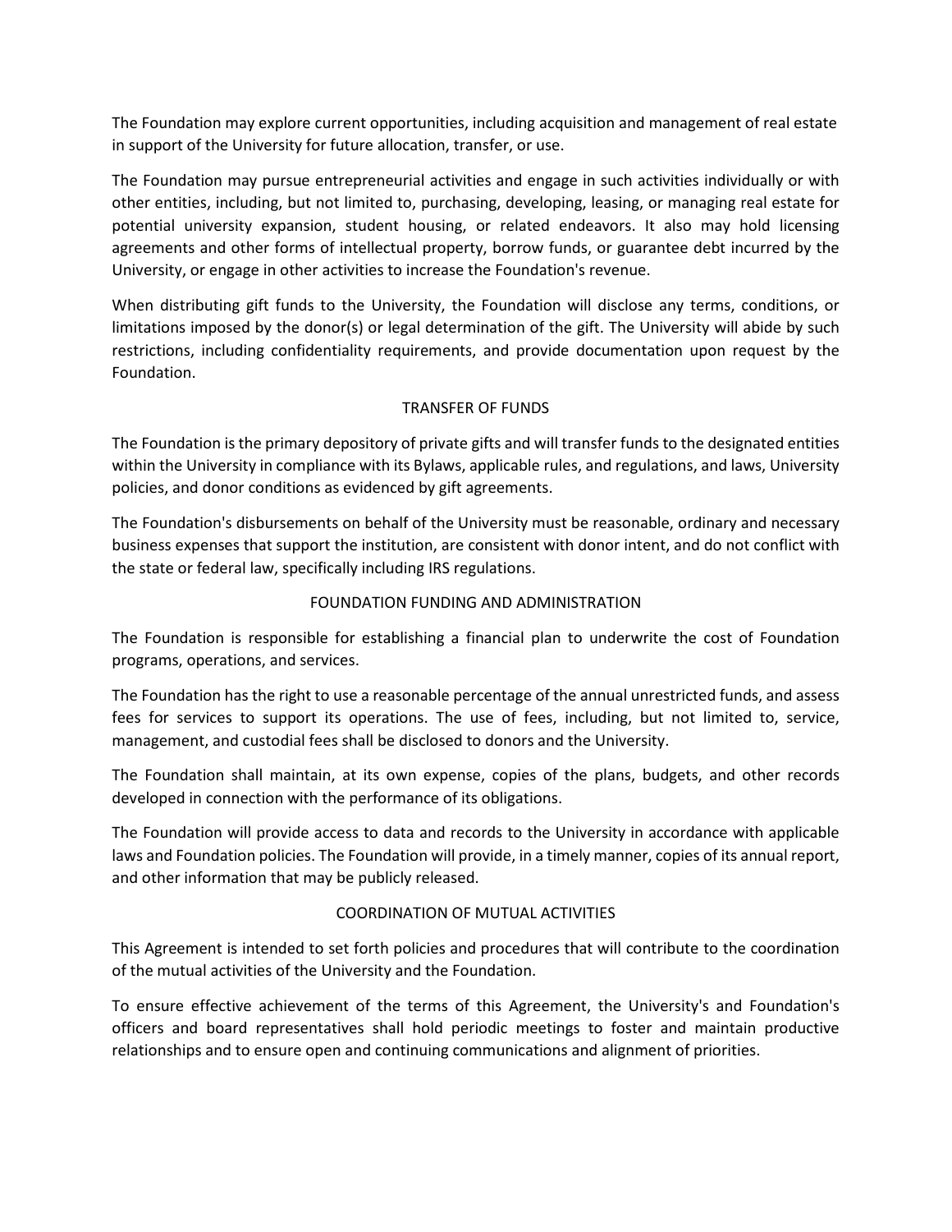The Foundation may explore current opportunities, including acquisition and management of real estate in support of the University for future allocation, transfer, or use.

The Foundation may pursue entrepreneurial activities and engage in such activities individually or with other entities, including, but not limited to, purchasing, developing, leasing, or managing real estate for potential university expansion, student housing, or related endeavors. It also may hold licensing agreements and other forms of intellectual property, borrow funds, or guarantee debt incurred by the University, or engage in other activities to increase the Foundation's revenue.

When distributing gift funds to the University, the Foundation will disclose any terms, conditions, or limitations imposed by the donor(s) or legal determination of the gift. The University will abide by such restrictions, including confidentiality requirements, and provide documentation upon request by the Foundation.

## TRANSFER OF FUNDS

The Foundation is the primary depository of private gifts and will transfer funds to the designated entities within the University in compliance with its Bylaws, applicable rules, and regulations, and laws, University policies, and donor conditions as evidenced by gift agreements.

The Foundation's disbursements on behalf of the University must be reasonable, ordinary and necessary business expenses that support the institution, are consistent with donor intent, and do not conflict with the state or federal law, specifically including IRS regulations.

## FOUNDATION FUNDING AND ADMINISTRATION

The Foundation is responsible for establishing a financial plan to underwrite the cost of Foundation programs, operations, and services.

The Foundation has the right to use a reasonable percentage of the annual unrestricted funds, and assess fees for services to support its operations. The use of fees, including, but not limited to, service, management, and custodial fees shall be disclosed to donors and the University.

The Foundation shall maintain, at its own expense, copies of the plans, budgets, and other records developed in connection with the performance of its obligations.

The Foundation will provide access to data and records to the University in accordance with applicable laws and Foundation policies. The Foundation will provide, in a timely manner, copies of its annual report, and other information that may be publicly released.

## COORDINATION OF MUTUAL ACTIVITIES

This Agreement is intended to set forth policies and procedures that will contribute to the coordination of the mutual activities of the University and the Foundation.

To ensure effective achievement of the terms of this Agreement, the University's and Foundation's officers and board representatives shall hold periodic meetings to foster and maintain productive relationships and to ensure open and continuing communications and alignment of priorities.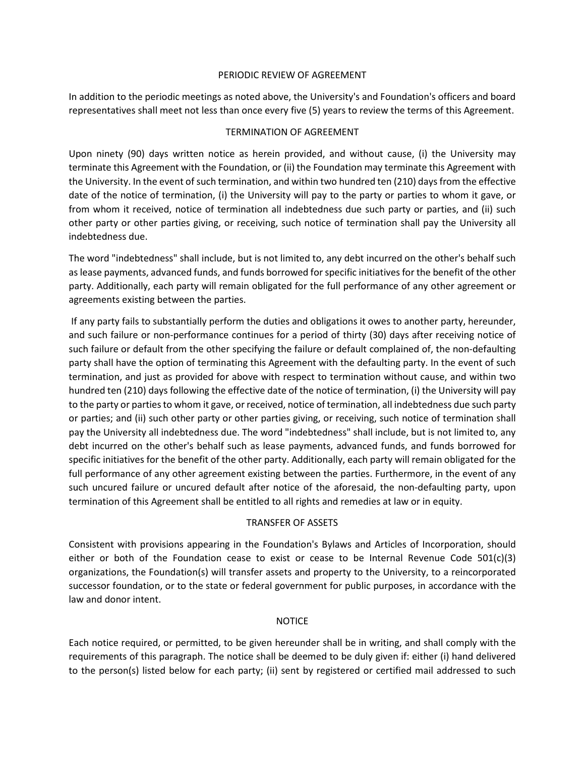## PERIODIC REVIEW OF AGREEMENT

In addition to the periodic meetings as noted above, the University's and Foundation's officers and board representatives shall meet not less than once every five (5) years to review the terms of this Agreement.

## TERMINATION OF AGREEMENT

Upon ninety (90) days written notice as herein provided, and without cause, (i) the University may terminate this Agreement with the Foundation, or (ii) the Foundation may terminate this Agreement with the University. In the event of such termination, and within two hundred ten (210) days from the effective date of the notice of termination, (i) the University will pay to the party or parties to whom it gave, or from whom it received, notice of termination all indebtedness due such party or parties, and (ii) such other party or other parties giving, or receiving, such notice of termination shall pay the University all indebtedness due.

The word "indebtedness" shall include, but is not limited to, any debt incurred on the other's behalf such as lease payments, advanced funds, and funds borrowed for specific initiatives for the benefit of the other party. Additionally, each party will remain obligated for the full performance of any other agreement or agreements existing between the parties.

If any party fails to substantially perform the duties and obligations it owes to another party, hereunder, and such failure or non-performance continues for a period of thirty (30) days after receiving notice of such failure or default from the other specifying the failure or default complained of, the non-defaulting party shall have the option of terminating this Agreement with the defaulting party. In the event of such termination, and just as provided for above with respect to termination without cause, and within two hundred ten (210) days following the effective date of the notice of termination, (i) the University will pay to the party or parties to whom it gave, or received, notice of termination, all indebtedness due such party or parties; and (ii) such other party or other parties giving, or receiving, such notice of termination shall pay the University all indebtedness due. The word "indebtedness" shall include, but is not limited to, any debt incurred on the other's behalf such as lease payments, advanced funds, and funds borrowed for specific initiatives for the benefit of the other party. Additionally, each party will remain obligated for the full performance of any other agreement existing between the parties. Furthermore, in the event of any such uncured failure or uncured default after notice of the aforesaid, the non-defaulting party, upon termination of this Agreement shall be entitled to all rights and remedies at law or in equity.

## TRANSFER OF ASSETS

Consistent with provisions appearing in the Foundation's Bylaws and Articles of Incorporation, should either or both of the Foundation cease to exist or cease to be Internal Revenue Code 501(c)(3) organizations, the Foundation(s) will transfer assets and property to the University, to a reincorporated successor foundation, or to the state or federal government for public purposes, in accordance with the law and donor intent.

## NOTICE

Each notice required, or permitted, to be given hereunder shall be in writing, and shall comply with the requirements of this paragraph. The notice shall be deemed to be duly given if: either (i) hand delivered to the person(s) listed below for each party; (ii) sent by registered or certified mail addressed to such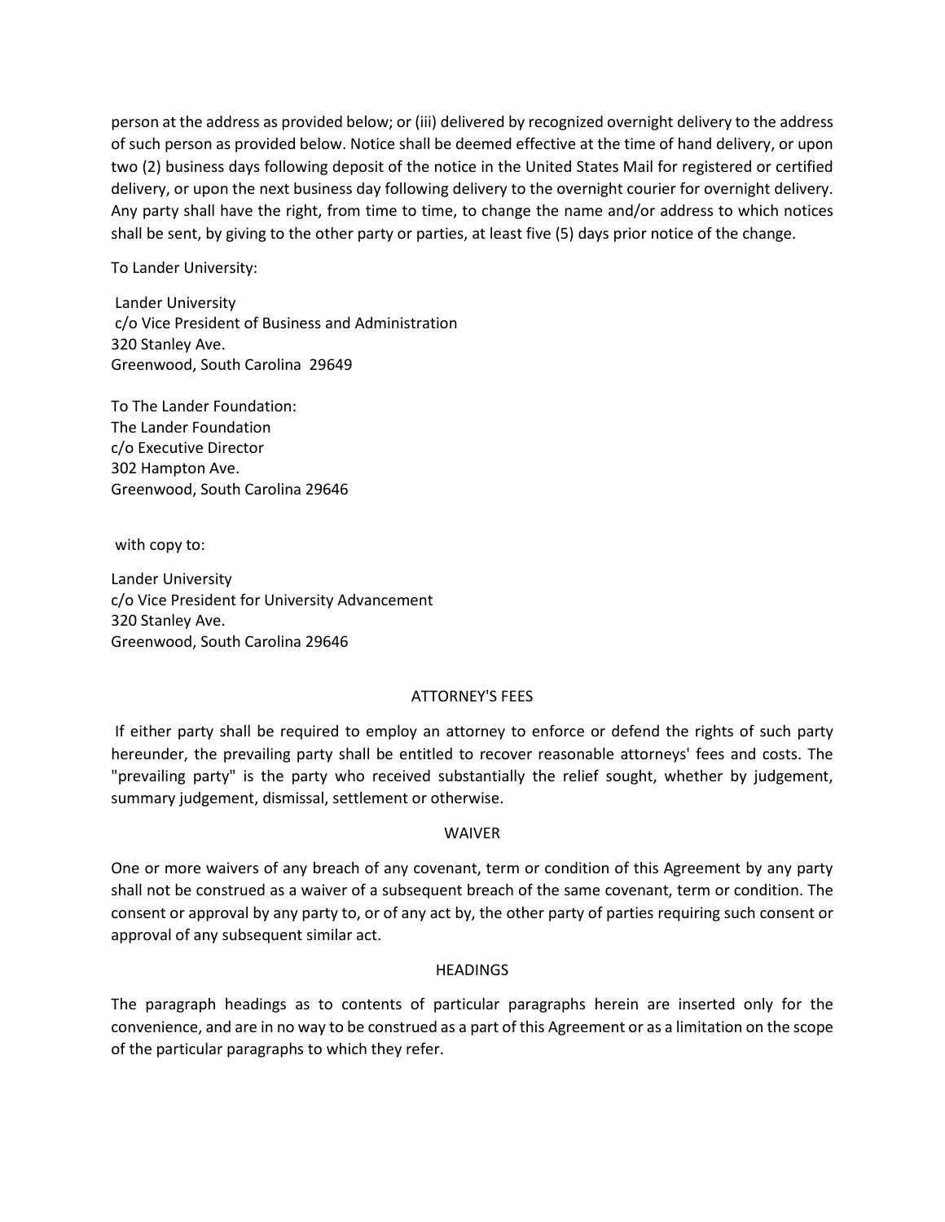person at the address as provided below; or (iii) delivered by recognized overnight delivery to the address of such person as provided below. Notice shall be deemed effective at the time of hand delivery, or upon two (2) business days following deposit of the notice in the United States Mail for registered or certified delivery, or upon the next business day following delivery to the overnight courier for overnight delivery. Any party shall have the right, from time to time, to change the name and/or address to which notices shall be sent, by giving to the other party or parties, at least five (5) days prior notice of the change.

To Lander University:

Lander University
c/o Vice President of Business and Administration
320 Stanley Ave.
Greenwood, South Carolina 29649

To The Lander Foundation:
The Lander Foundation
c/o Executive Director
302 Hampton Ave.
Greenwood, South Carolina 29646

with copy to:

Lander University
c/o Vice President for University Advancement
320 Stanley Ave.
Greenwood, South Carolina 29646

## ATTORNEY'S FEES

If either party shall be required to employ an attorney to enforce or defend the rights of such party hereunder, the prevailing party shall be entitled to recover reasonable attorneys' fees and costs. The "prevailing party" is the party who received substantially the relief sought, whether by judgement, summary judgement, dismissal, settlement or otherwise.

## WAIVER

One or more waivers of any breach of any covenant, term or condition of this Agreement by any party shall not be construed as a waiver of a subsequent breach of the same covenant, term or condition. The consent or approval by any party to, or of any act by, the other party of parties requiring such consent or approval of any subsequent similar act.

## HEADINGS

The paragraph headings as to contents of particular paragraphs herein are inserted only for the convenience, and are in no way to be construed as a part of this Agreement or as a limitation on the scope of the particular paragraphs to which they refer.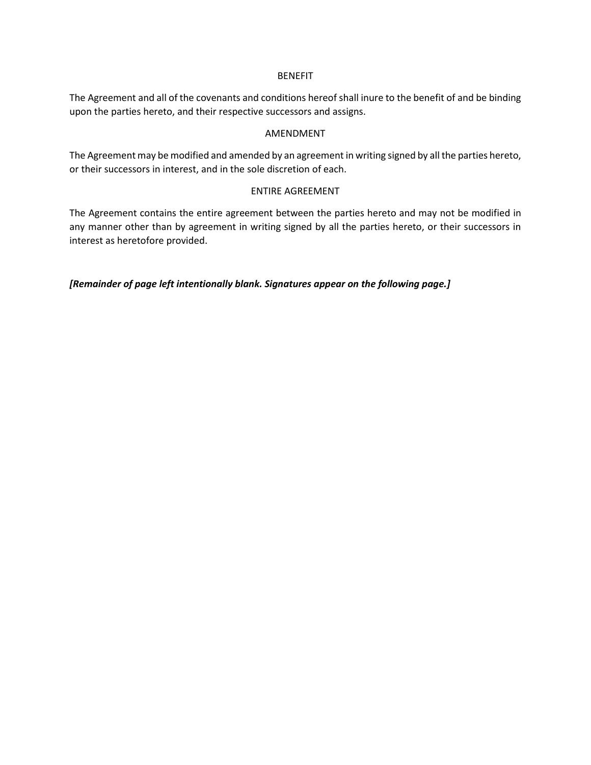## BENEFIT

The Agreement and all of the covenants and conditions hereof shall inure to the benefit of and be binding upon the parties hereto, and their respective successors and assigns.

## AMENDMENT

The Agreement may be modified and amended by an agreement in writing signed by all the parties hereto, or their successors in interest, and in the sole discretion of each.

## ENTIRE AGREEMENT

The Agreement contains the entire agreement between the parties hereto and may not be modified in any manner other than by agreement in writing signed by all the parties hereto, or their successors in interest as heretofore provided.

***[Remainder of page left intentionally blank. Signatures appear on the following page.]***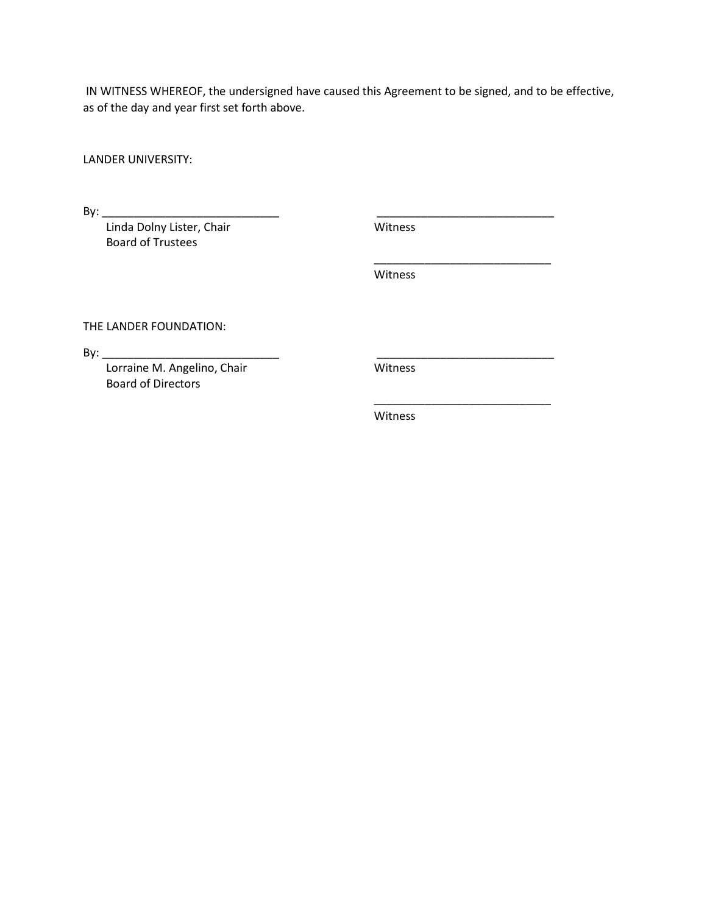IN WITNESS WHEREOF, the undersigned have caused this Agreement to be signed, and to be effective, as of the day and year first set forth above.

LANDER UNIVERSITY:

By: ____________________________ ____________________________
Linda Dolny Lister, Chair Witness
Board of Trustees

____________________________
Witness

THE LANDER FOUNDATION:

By: ____________________________ ____________________________
Lorraine M. Angelino, Chair Witness
Board of Directors

____________________________
Witness